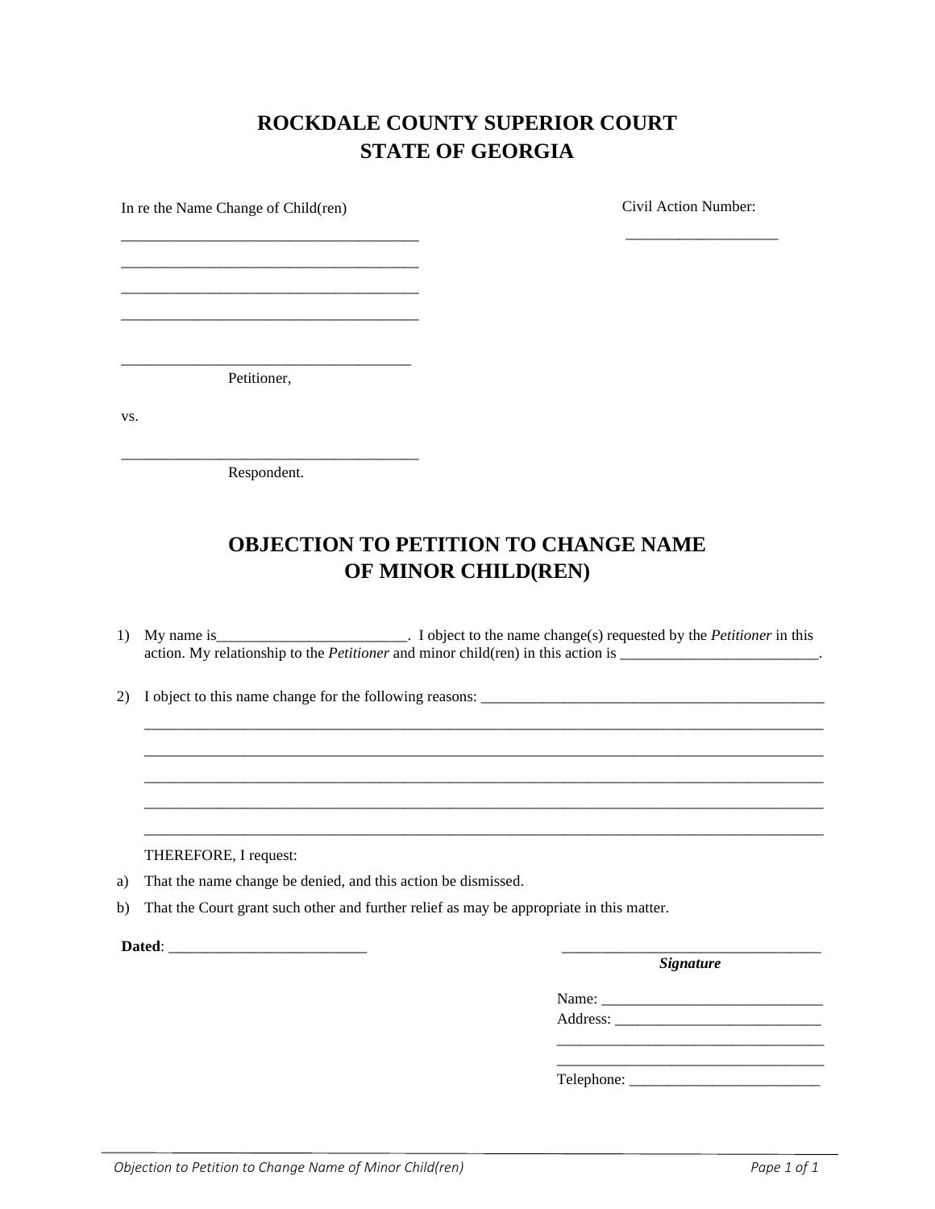# ROCKDALE COUNTY SUPERIOR COURT
# STATE OF GEORGIA

In re the Name Change of Child(ren)

______________________________________
______________________________________
______________________________________
______________________________________

______________________________________
Petitioner,

vs.

______________________________________
Respondent.

Civil Action Number:
____________________

## OBJECTION TO PETITION TO CHANGE NAME OF MINOR CHILD(REN)

1) My name is_________________________. I object to the name change(s) requested by the *Petitioner* in this action. My relationship to the *Petitioner* and minor child(ren) in this action is __________________________.

2) I object to this name change for the following reasons: ______________________________________________
_____________________________________________________________________________________________
_____________________________________________________________________________________________
_____________________________________________________________________________________________
_____________________________________________________________________________________________
_____________________________________________________________________________________________

THEREFORE, I request:

a) That the name change be denied, and this action be dismissed.

b) That the Court grant such other and further relief as may be appropriate in this matter.

**Dated**: __________________________

__________________________________
***Signature***

Name: _____________________________
Address: ___________________________
__________________________________
__________________________________
Telephone: _________________________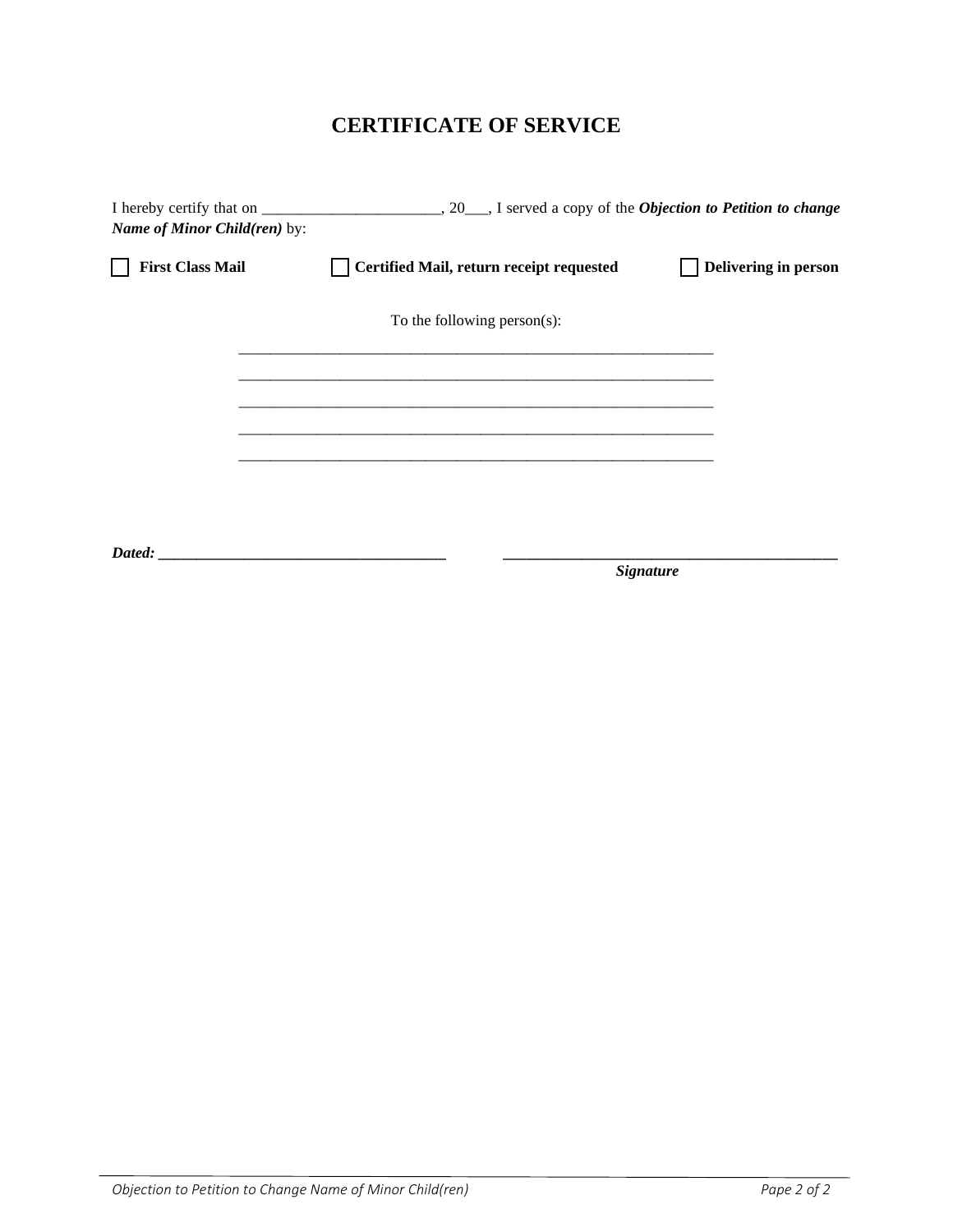# CERTIFICATE OF SERVICE

I hereby certify that on _______________________, 20___, I served a copy of the ***Objection to Petition to change Name of Minor Child(ren)*** by:

☐ **First Class Mail** ☐ **Certified Mail, return receipt requested** ☐ **Delivering in person**

To the following person(s):

_______________________________________________________________

_______________________________________________________________

_______________________________________________________________

_______________________________________________________________

_______________________________________________________________

***Dated:*** _____________________________________ _____________________________________________

***Signature***